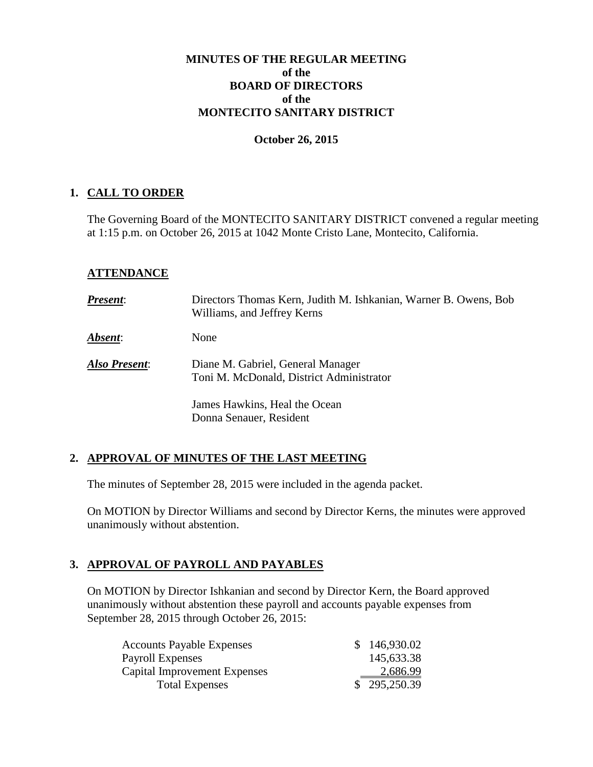# MINUTES OF THE REGULAR MEETING
## of the
## BOARD OF DIRECTORS
## of the
## MONTECITO SANITARY DISTRICT

**October 26, 2015**

## 1. CALL TO ORDER

The Governing Board of the MONTECITO SANITARY DISTRICT convened a regular meeting at 1:15 p.m. on October 26, 2015 at 1042 Monte Cristo Lane, Montecito, California.

### ATTENDANCE

| | |
|---|---|
| ***Present***: | Directors Thomas Kern, Judith M. Ishkanian, Warner B. Owens, Bob Williams, and Jeffrey Kerns |
| ***Absent***: | None |
| ***Also Present***: | Diane M. Gabriel, General Manager<br>Toni M. McDonald, District Administrator |
| | James Hawkins, Heal the Ocean<br>Donna Senauer, Resident |

## 2. APPROVAL OF MINUTES OF THE LAST MEETING

The minutes of September 28, 2015 were included in the agenda packet.

On MOTION by Director Williams and second by Director Kerns, the minutes were approved unanimously without abstention.

## 3. APPROVAL OF PAYROLL AND PAYABLES

On MOTION by Director Ishkanian and second by Director Kern, the Board approved unanimously without abstention these payroll and accounts payable expenses from September 28, 2015 through October 26, 2015:

| | |
|---|---|
| Accounts Payable Expenses | $ 146,930.02 |
| Payroll Expenses | 145,633.38 |
| Capital Improvement Expenses | 2,686.99 |
| Total Expenses | $ 295,250.39 |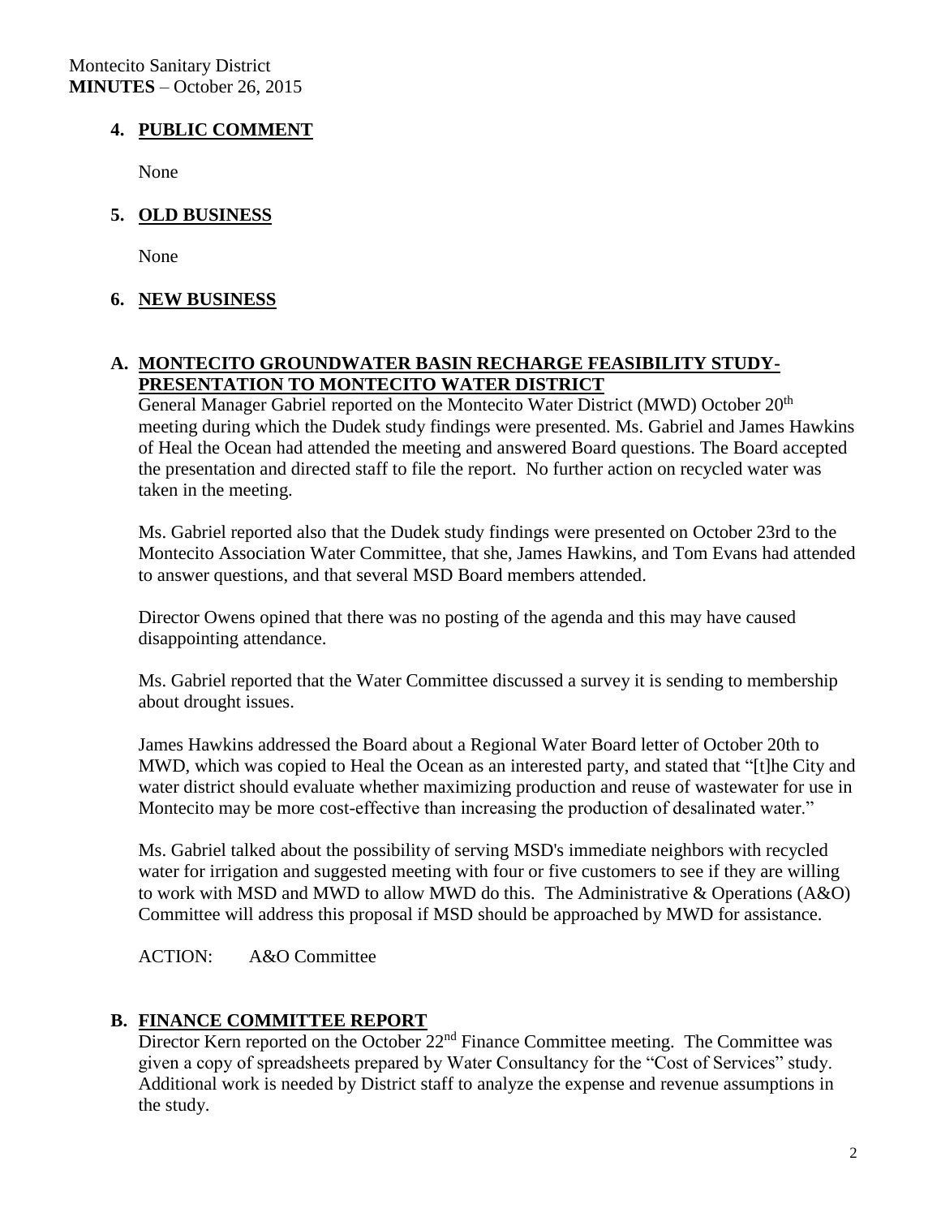## 4. PUBLIC COMMENT

None

## 5. OLD BUSINESS

None

## 6. NEW BUSINESS

### A. MONTECITO GROUNDWATER BASIN RECHARGE FEASIBILITY STUDY- PRESENTATION TO MONTECITO WATER DISTRICT

General Manager Gabriel reported on the Montecito Water District (MWD) October 20th meeting during which the Dudek study findings were presented. Ms. Gabriel and James Hawkins of Heal the Ocean had attended the meeting and answered Board questions. The Board accepted the presentation and directed staff to file the report. No further action on recycled water was taken in the meeting.

Ms. Gabriel reported also that the Dudek study findings were presented on October 23rd to the Montecito Association Water Committee, that she, James Hawkins, and Tom Evans had attended to answer questions, and that several MSD Board members attended.

Director Owens opined that there was no posting of the agenda and this may have caused disappointing attendance.

Ms. Gabriel reported that the Water Committee discussed a survey it is sending to membership about drought issues.

James Hawkins addressed the Board about a Regional Water Board letter of October 20th to MWD, which was copied to Heal the Ocean as an interested party, and stated that "[t]he City and water district should evaluate whether maximizing production and reuse of wastewater for use in Montecito may be more cost-effective than increasing the production of desalinated water."

Ms. Gabriel talked about the possibility of serving MSD's immediate neighbors with recycled water for irrigation and suggested meeting with four or five customers to see if they are willing to work with MSD and MWD to allow MWD do this. The Administrative & Operations (A&O) Committee will address this proposal if MSD should be approached by MWD for assistance.

ACTION: A&O Committee

### B. FINANCE COMMITTEE REPORT

Director Kern reported on the October 22nd Finance Committee meeting. The Committee was given a copy of spreadsheets prepared by Water Consultancy for the "Cost of Services" study. Additional work is needed by District staff to analyze the expense and revenue assumptions in the study.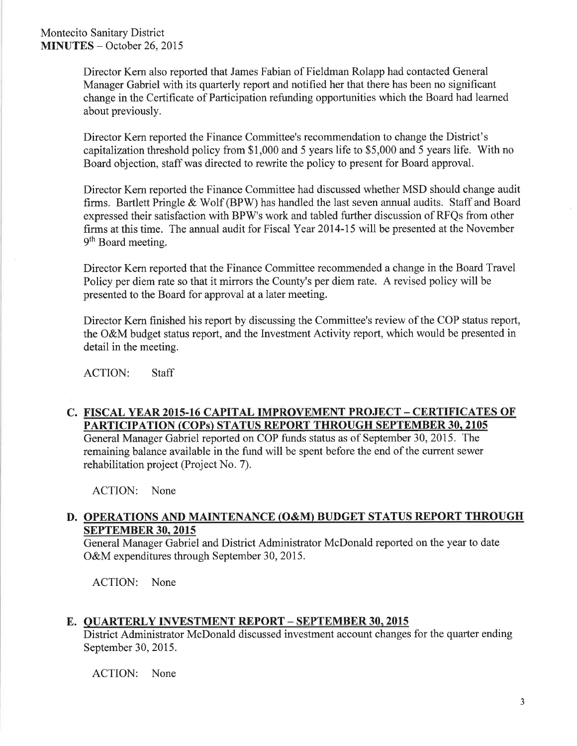Director Kern also reported that James Fabian of Fieldman Rolapp had contacted General Manager Gabriel with its quarterly report and notified her that there has been no significant change in the Certificate of Participation refunding opportunities which the Board had learned about previously.

Director Kern reported the Finance Committee's recommendation to change the District's capitalization threshold policy from $1,000 and 5 years life to $5,000 and 5 years life. With no Board objection, staff was directed to rewrite the policy to present for Board approval.

Director Kern reported the Finance Committee had discussed whether MSD should change audit firms. Bartlett Pringle & Wolf (BPW) has handled the last seven annual audits. Staff and Board expressed their satisfaction with BPW's work and tabled further discussion of RFQs from other firms at this time. The annual audit for Fiscal Year 2014-15 will be presented at the November 9th Board meeting.

Director Kern reported that the Finance Committee recommended a change in the Board Travel Policy per diem rate so that it mirrors the County's per diem rate. A revised policy will be presented to the Board for approval at a later meeting.

Director Kern finished his report by discussing the Committee's review of the COP status report, the O&M budget status report, and the Investment Activity report, which would be presented in detail in the meeting.

ACTION: Staff

## C. FISCAL YEAR 2015-16 CAPITAL IMPROVEMENT PROJECT – CERTIFICATES OF PARTICIPATION (COPs) STATUS REPORT THROUGH SEPTEMBER 30, 2105

General Manager Gabriel reported on COP funds status as of September 30, 2015. The remaining balance available in the fund will be spent before the end of the current sewer rehabilitation project (Project No. 7).

ACTION: None

## D. OPERATIONS AND MAINTENANCE (O&M) BUDGET STATUS REPORT THROUGH SEPTEMBER 30, 2015

General Manager Gabriel and District Administrator McDonald reported on the year to date O&M expenditures through September 30, 2015.

ACTION: None

## E. QUARTERLY INVESTMENT REPORT – SEPTEMBER 30, 2015

District Administrator McDonald discussed investment account changes for the quarter ending September 30, 2015.

ACTION: None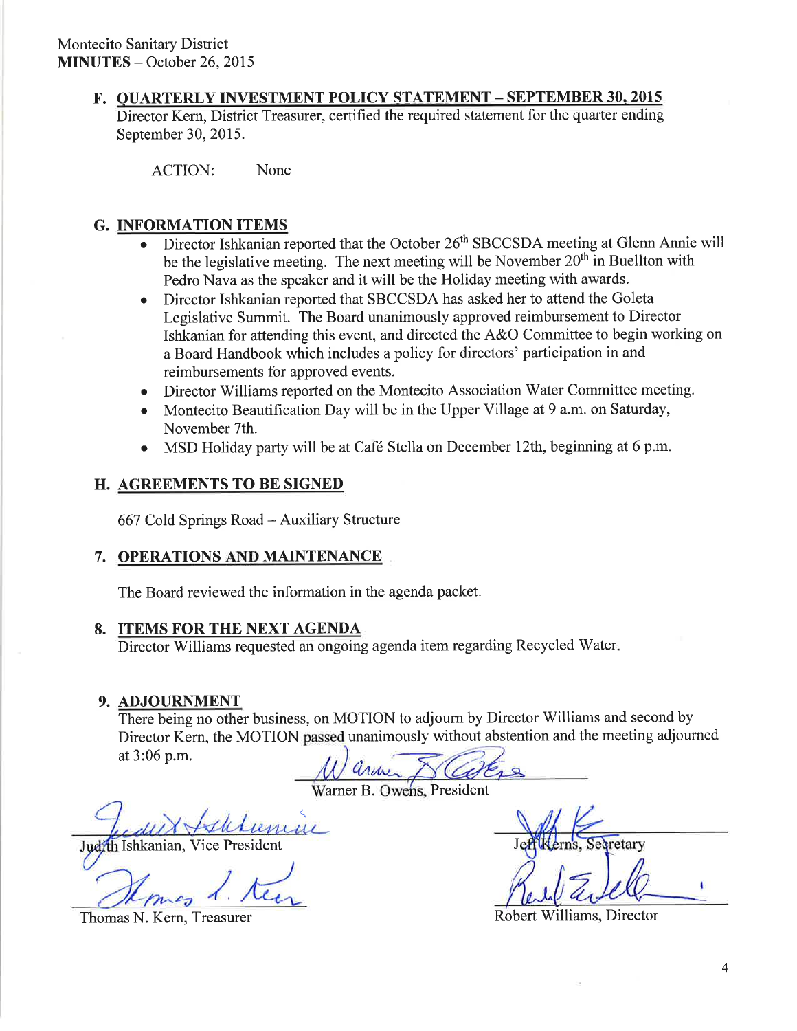Montecito Sanitary District
**MINUTES** – October 26, 2015

### F. QUARTERLY INVESTMENT POLICY STATEMENT – SEPTEMBER 30, 2015

Director Kern, District Treasurer, certified the required statement for the quarter ending September 30, 2015.

ACTION: None

### G. INFORMATION ITEMS

- Director Ishkanian reported that the October 26th SBCCSDA meeting at Glenn Annie will be the legislative meeting. The next meeting will be November 20th in Buellton with Pedro Nava as the speaker and it will be the Holiday meeting with awards.
- Director Ishkanian reported that SBCCSDA has asked her to attend the Goleta Legislative Summit. The Board unanimously approved reimbursement to Director Ishkanian for attending this event, and directed the A&O Committee to begin working on a Board Handbook which includes a policy for directors' participation in and reimbursements for approved events.
- Director Williams reported on the Montecito Association Water Committee meeting.
- Montecito Beautification Day will be in the Upper Village at 9 a.m. on Saturday, November 7th.
- MSD Holiday party will be at Café Stella on December 12th, beginning at 6 p.m.

### H. AGREEMENTS TO BE SIGNED

667 Cold Springs Road – Auxiliary Structure

## 7. OPERATIONS AND MAINTENANCE

The Board reviewed the information in the agenda packet.

## 8. ITEMS FOR THE NEXT AGENDA

Director Williams requested an ongoing agenda item regarding Recycled Water.

## 9. ADJOURNMENT

There being no other business, on MOTION to adjourn by Director Williams and second by Director Kern, the MOTION passed unanimously without abstention and the meeting adjourned at 3:06 p.m.

Warner B. Owens, President

Judith Ishkanian, Vice President

Jeff Kerns, Secretary

Thomas N. Kern, Treasurer

Robert Williams, Director